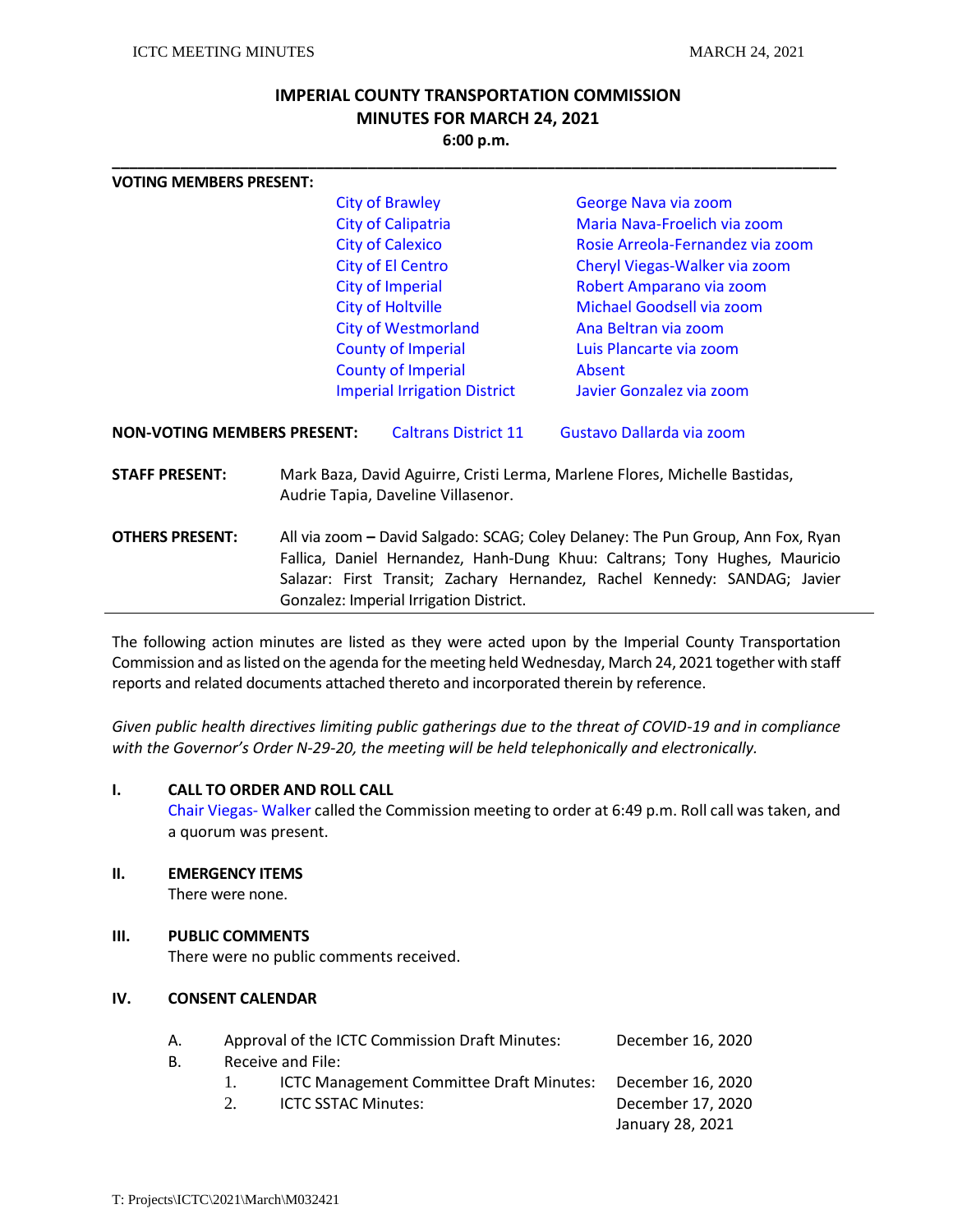# IMPERIAL COUNTY TRANSPORTATION COMMISSION
## MINUTES FOR MARCH 24, 2021
### 6:00 p.m.

---

**VOTING MEMBERS PRESENT:**

| | |
|---|---|
| City of Brawley | George Nava via zoom |
| City of Calipatria | Maria Nava-Froelich via zoom |
| City of Calexico | Rosie Arreola-Fernandez via zoom |
| City of El Centro | Cheryl Viegas-Walker via zoom |
| City of Imperial | Robert Amparano via zoom |
| City of Holtville | Michael Goodsell via zoom |
| City of Westmorland | Ana Beltran via zoom |
| County of Imperial | Luis Plancarte via zoom |
| County of Imperial | Absent |
| Imperial Irrigation District | Javier Gonzalez via zoom |

**NON-VOTING MEMBERS PRESENT:** Caltrans District 11 — Gustavo Dallarda via zoom

**STAFF PRESENT:** Mark Baza, David Aguirre, Cristi Lerma, Marlene Flores, Michelle Bastidas, Audrie Tapia, Daveline Villasenor.

**OTHERS PRESENT:** All via zoom **–** David Salgado: SCAG; Coley Delaney: The Pun Group, Ann Fox, Ryan Fallica, Daniel Hernandez, Hanh-Dung Khuu: Caltrans; Tony Hughes, Mauricio Salazar: First Transit; Zachary Hernandez, Rachel Kennedy: SANDAG; Javier Gonzalez: Imperial Irrigation District.

---

The following action minutes are listed as they were acted upon by the Imperial County Transportation Commission and as listed on the agenda for the meeting held Wednesday, March 24, 2021 together with staff reports and related documents attached thereto and incorporated therein by reference.

*Given public health directives limiting public gatherings due to the threat of COVID-19 and in compliance with the Governor's Order N-29-20, the meeting will be held telephonically and electronically.*

**I. CALL TO ORDER AND ROLL CALL**

Chair Viegas- Walker called the Commission meeting to order at 6:49 p.m. Roll call was taken, and a quorum was present.

**II. EMERGENCY ITEMS**

There were none.

**III. PUBLIC COMMENTS**

There were no public comments received.

**IV. CONSENT CALENDAR**

A. Approval of the ICTC Commission Draft Minutes: December 16, 2020

B. Receive and File:

1. ICTC Management Committee Draft Minutes: December 16, 2020
2. ICTC SSTAC Minutes: December 17, 2020; January 28, 2021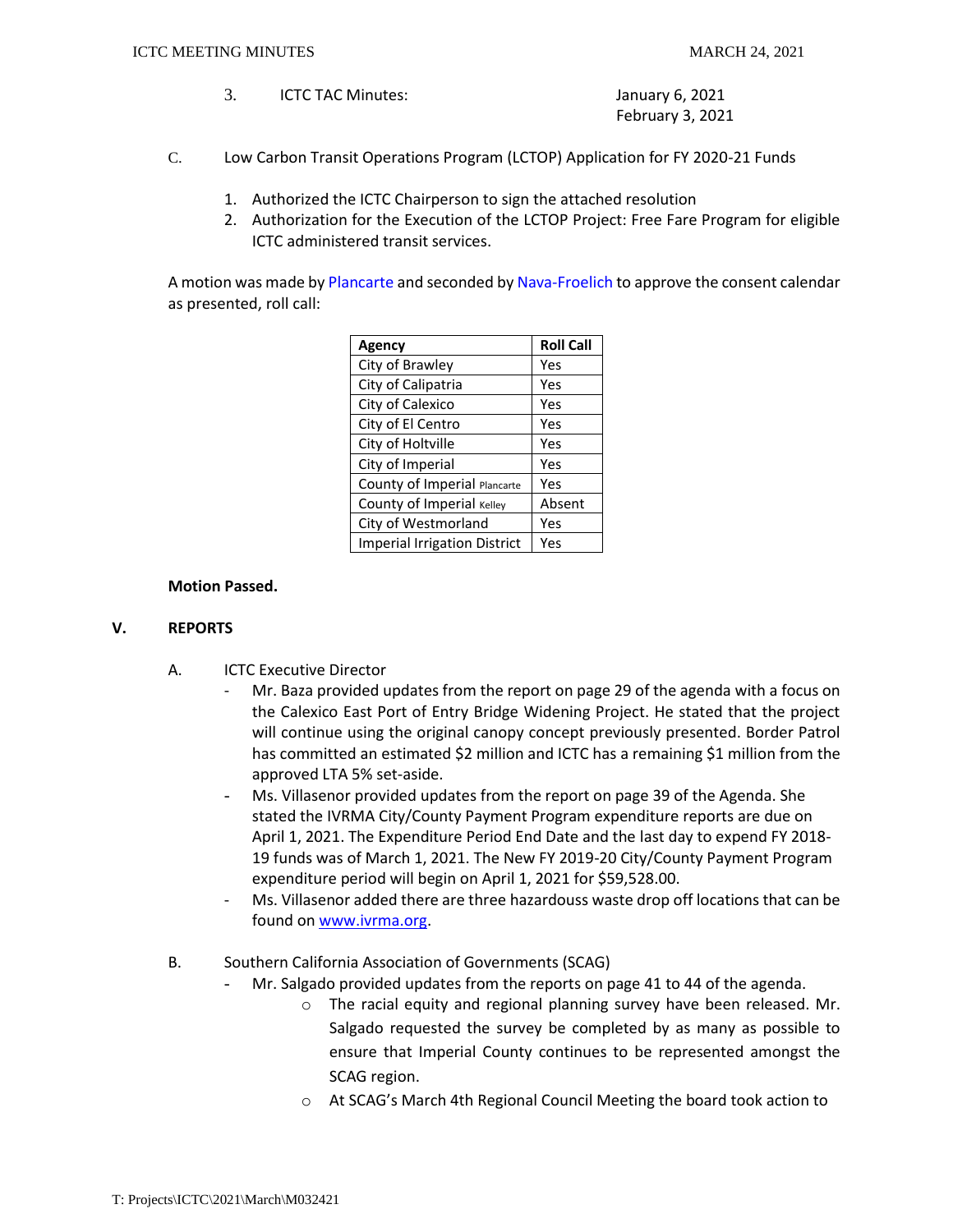3. ICTC TAC Minutes: January 6, 2021
   February 3, 2021

C. Low Carbon Transit Operations Program (LCTOP) Application for FY 2020-21 Funds

1. Authorized the ICTC Chairperson to sign the attached resolution
2. Authorization for the Execution of the LCTOP Project: Free Fare Program for eligible ICTC administered transit services.

A motion was made by Plancarte and seconded by Nava-Froelich to approve the consent calendar as presented, roll call:

| Agency | Roll Call |
|---|---|
| City of Brawley | Yes |
| City of Calipatria | Yes |
| City of Calexico | Yes |
| City of El Centro | Yes |
| City of Holtville | Yes |
| City of Imperial | Yes |
| County of Imperial Plancarte | Yes |
| County of Imperial Kelley | Absent |
| City of Westmorland | Yes |
| Imperial Irrigation District | Yes |

**Motion Passed.**

## V. REPORTS

A. ICTC Executive Director

- Mr. Baza provided updates from the report on page 29 of the agenda with a focus on the Calexico East Port of Entry Bridge Widening Project. He stated that the project will continue using the original canopy concept previously presented. Border Patrol has committed an estimated $2 million and ICTC has a remaining $1 million from the approved LTA 5% set-aside.
- Ms. Villasenor provided updates from the report on page 39 of the Agenda. She stated the IVRMA City/County Payment Program expenditure reports are due on April 1, 2021. The Expenditure Period End Date and the last day to expend FY 2018-19 funds was of March 1, 2021. The New FY 2019-20 City/County Payment Program expenditure period will begin on April 1, 2021 for $59,528.00.
- Ms. Villasenor added there are three hazardouss waste drop off locations that can be found on www.ivrma.org.

B. Southern California Association of Governments (SCAG)

- Mr. Salgado provided updates from the reports on page 41 to 44 of the agenda.
  - The racial equity and regional planning survey have been released. Mr. Salgado requested the survey be completed by as many as possible to ensure that Imperial County continues to be represented amongst the SCAG region.
  - At SCAG's March 4th Regional Council Meeting the board took action to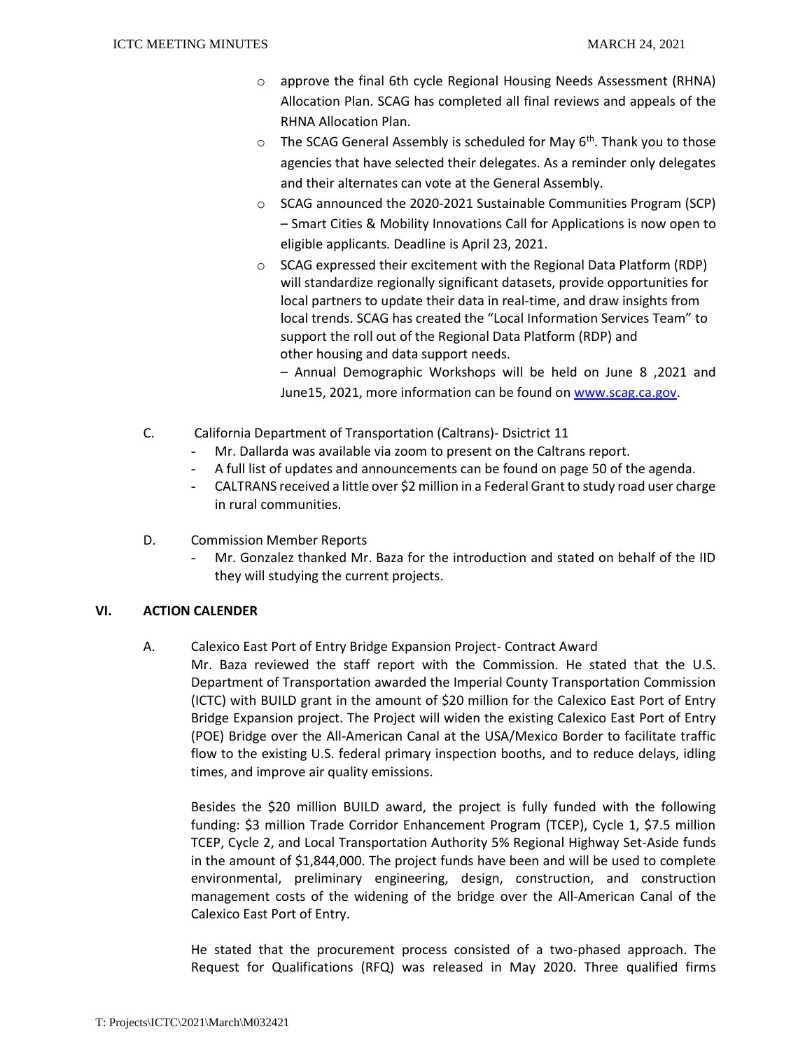- approve the final 6th cycle Regional Housing Needs Assessment (RHNA) Allocation Plan. SCAG has completed all final reviews and appeals of the RHNA Allocation Plan.
- The SCAG General Assembly is scheduled for May 6th. Thank you to those agencies that have selected their delegates. As a reminder only delegates and their alternates can vote at the General Assembly.
- SCAG announced the 2020-2021 Sustainable Communities Program (SCP) – Smart Cities & Mobility Innovations Call for Applications is now open to eligible applicants. Deadline is April 23, 2021.
- SCAG expressed their excitement with the Regional Data Platform (RDP) will standardize regionally significant datasets, provide opportunities for local partners to update their data in real-time, and draw insights from local trends. SCAG has created the "Local Information Services Team" to support the roll out of the Regional Data Platform (RDP) and other housing and data support needs.
  – Annual Demographic Workshops will be held on June 8 ,2021 and June15, 2021, more information can be found on [www.scag.ca.gov](http://www.scag.ca.gov).

C. California Department of Transportation (Caltrans)- Dsictrict 11
- Mr. Dallarda was available via zoom to present on the Caltrans report.
- A full list of updates and announcements can be found on page 50 of the agenda.
- CALTRANS received a little over $2 million in a Federal Grant to study road user charge in rural communities.

D. Commission Member Reports
- Mr. Gonzalez thanked Mr. Baza for the introduction and stated on behalf of the IID they will studying the current projects.

## VI. ACTION CALENDER

A. Calexico East Port of Entry Bridge Expansion Project- Contract Award

Mr. Baza reviewed the staff report with the Commission. He stated that the U.S. Department of Transportation awarded the Imperial County Transportation Commission (ICTC) with BUILD grant in the amount of $20 million for the Calexico East Port of Entry Bridge Expansion project. The Project will widen the existing Calexico East Port of Entry (POE) Bridge over the All-American Canal at the USA/Mexico Border to facilitate traffic flow to the existing U.S. federal primary inspection booths, and to reduce delays, idling times, and improve air quality emissions.

Besides the $20 million BUILD award, the project is fully funded with the following funding: $3 million Trade Corridor Enhancement Program (TCEP), Cycle 1, $7.5 million TCEP, Cycle 2, and Local Transportation Authority 5% Regional Highway Set-Aside funds in the amount of $1,844,000. The project funds have been and will be used to complete environmental, preliminary engineering, design, construction, and construction management costs of the widening of the bridge over the All-American Canal of the Calexico East Port of Entry.

He stated that the procurement process consisted of a two-phased approach. The Request for Qualifications (RFQ) was released in May 2020. Three qualified firms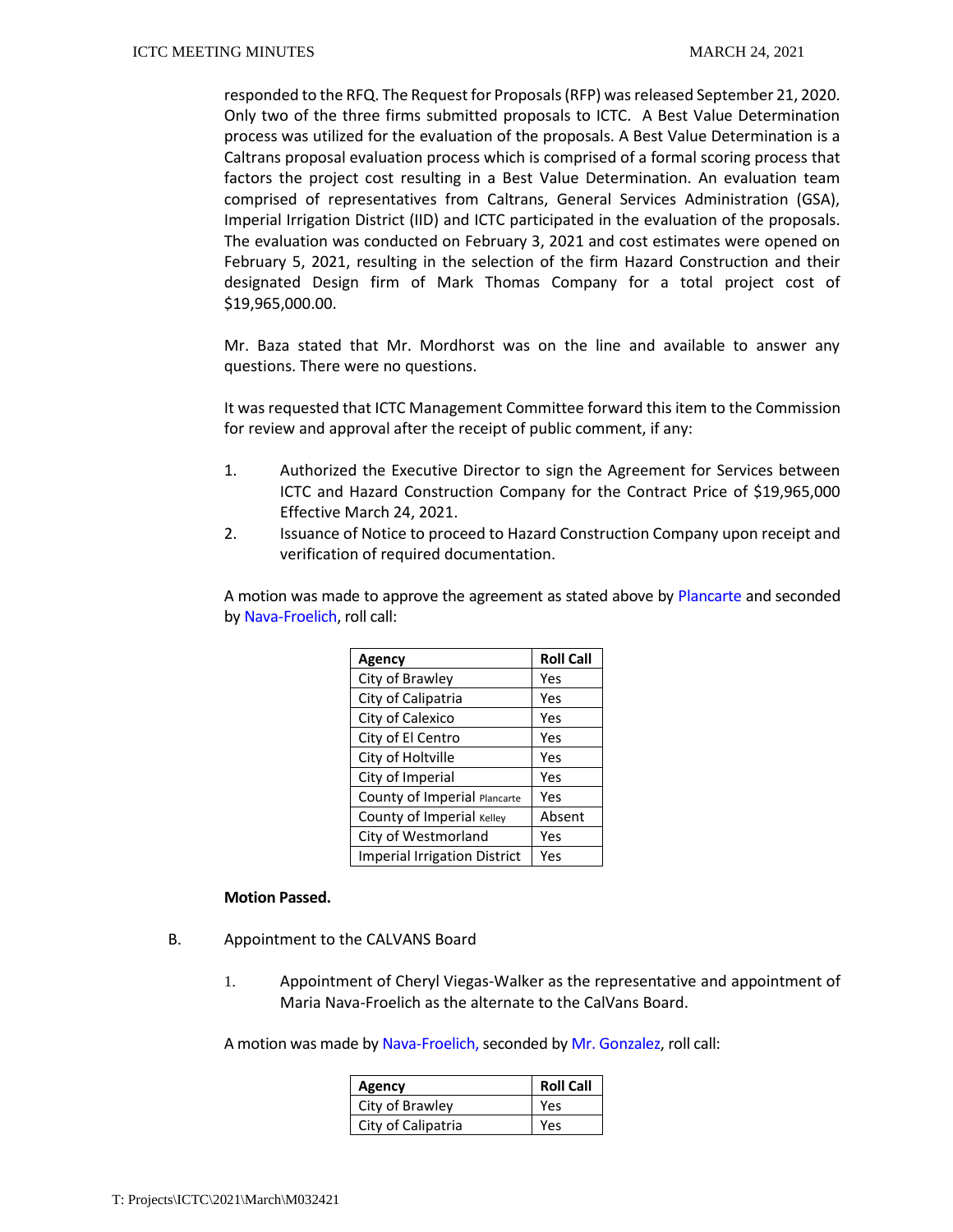responded to the RFQ. The Request for Proposals (RFP) was released September 21, 2020. Only two of the three firms submitted proposals to ICTC. A Best Value Determination process was utilized for the evaluation of the proposals. A Best Value Determination is a Caltrans proposal evaluation process which is comprised of a formal scoring process that factors the project cost resulting in a Best Value Determination. An evaluation team comprised of representatives from Caltrans, General Services Administration (GSA), Imperial Irrigation District (IID) and ICTC participated in the evaluation of the proposals. The evaluation was conducted on February 3, 2021 and cost estimates were opened on February 5, 2021, resulting in the selection of the firm Hazard Construction and their designated Design firm of Mark Thomas Company for a total project cost of $19,965,000.00.

Mr. Baza stated that Mr. Mordhorst was on the line and available to answer any questions. There were no questions.

It was requested that ICTC Management Committee forward this item to the Commission for review and approval after the receipt of public comment, if any:

1. Authorized the Executive Director to sign the Agreement for Services between ICTC and Hazard Construction Company for the Contract Price of $19,965,000 Effective March 24, 2021.
2. Issuance of Notice to proceed to Hazard Construction Company upon receipt and verification of required documentation.

A motion was made to approve the agreement as stated above by Plancarte and seconded by Nava-Froelich, roll call:

| Agency | Roll Call |
|---|---|
| City of Brawley | Yes |
| City of Calipatria | Yes |
| City of Calexico | Yes |
| City of El Centro | Yes |
| City of Holtville | Yes |
| City of Imperial | Yes |
| County of Imperial Plancarte | Yes |
| County of Imperial Kelley | Absent |
| City of Westmorland | Yes |
| Imperial Irrigation District | Yes |

**Motion Passed.**

B. Appointment to the CALVANS Board

1. Appointment of Cheryl Viegas-Walker as the representative and appointment of Maria Nava-Froelich as the alternate to the CalVans Board.

A motion was made by Nava-Froelich, seconded by Mr. Gonzalez, roll call:

| Agency | Roll Call |
|---|---|
| City of Brawley | Yes |
| City of Calipatria | Yes |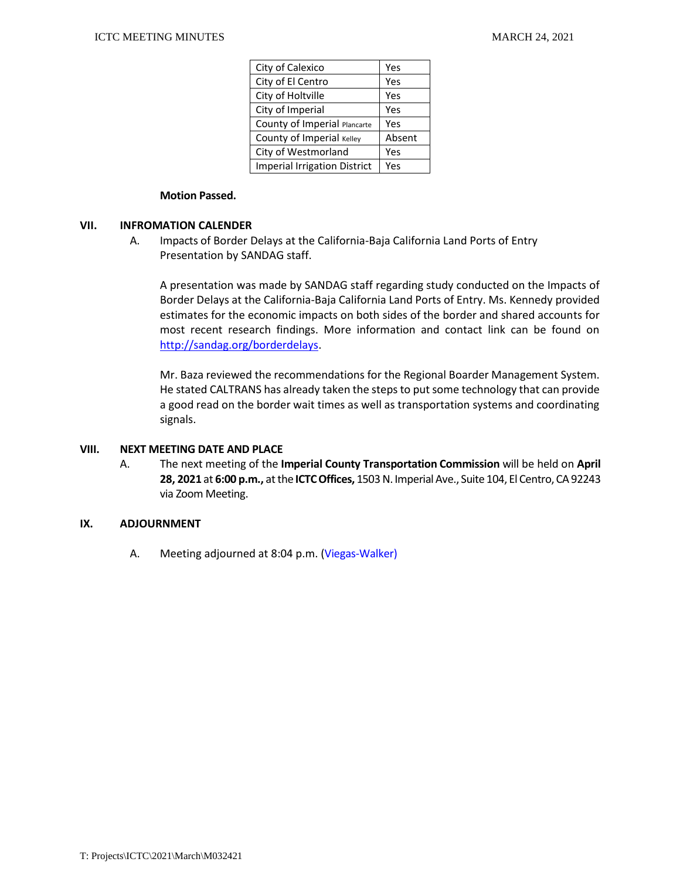| | |
|---|---|
| City of Calexico | Yes |
| City of El Centro | Yes |
| City of Holtville | Yes |
| City of Imperial | Yes |
| County of Imperial Plancarte | Yes |
| County of Imperial Kelley | Absent |
| City of Westmorland | Yes |
| Imperial Irrigation District | Yes |

**Motion Passed.**

## VII. INFROMATION CALENDER

A. Impacts of Border Delays at the California-Baja California Land Ports of Entry Presentation by SANDAG staff.

A presentation was made by SANDAG staff regarding study conducted on the Impacts of Border Delays at the California-Baja California Land Ports of Entry. Ms. Kennedy provided estimates for the economic impacts on both sides of the border and shared accounts for most recent research findings. More information and contact link can be found on http://sandag.org/borderdelays.

Mr. Baza reviewed the recommendations for the Regional Boarder Management System. He stated CALTRANS has already taken the steps to put some technology that can provide a good read on the border wait times as well as transportation systems and coordinating signals.

## VIII. NEXT MEETING DATE AND PLACE

A. The next meeting of the **Imperial County Transportation Commission** will be held on **April 28, 2021** at **6:00 p.m.,** at the **ICTC Offices,** 1503 N. Imperial Ave., Suite 104, El Centro, CA 92243 via Zoom Meeting.

## IX. ADJOURNMENT

A. Meeting adjourned at 8:04 p.m. (Viegas-Walker)

T: Projects\ICTC\2021\March\M032421